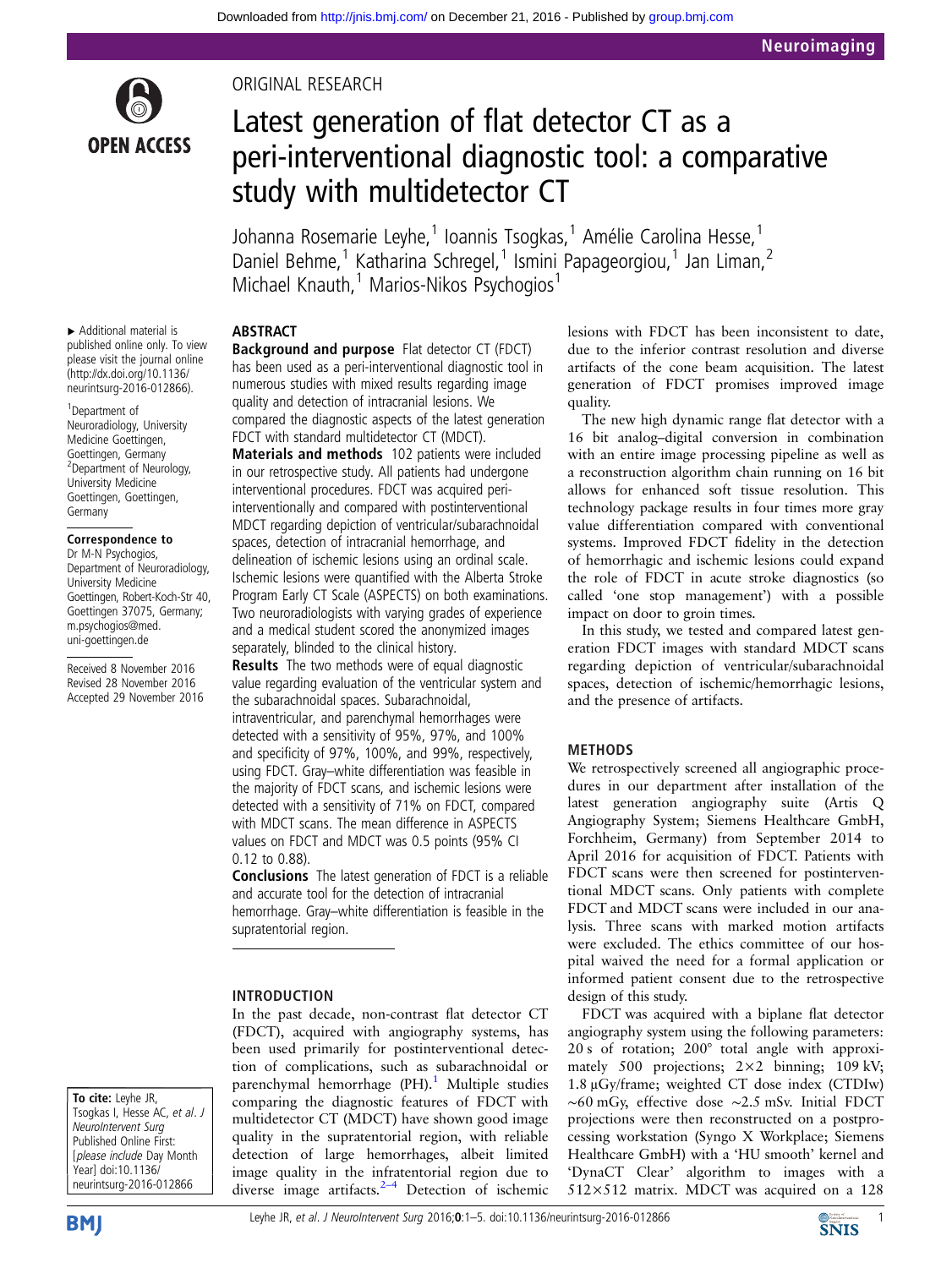ORIGINAL RESEARCH

# Latest generation of flat detector CT as a peri-interventional diagnostic tool: a comparative study with multidetector CT

Johanna Rosemarie Leyhe,[1] Ioannis Tsogkas,[1] Amélie Carolina Hesse,[1] Daniel Behme,[1] Katharina Schregel,[1] Ismini Papageorgiou,[1] Jan Liman,[2] Michael Knauth,[1] Marios-Nikos Psychogios[1]

▸ Additional material is published online only. To view please visit the journal online (http://dx.doi.org/10.1136/neurintsurg-2016-012866).

[1]Department of Neuroradiology, University Medicine Goettingen, Goettingen, Germany
[2]Department of Neurology, University Medicine Goettingen, Goettingen, Germany

**Correspondence to**
Dr M-N Psychogios, Department of Neuroradiology, University Medicine Goettingen, Robert-Koch-Str 40, Goettingen 37075, Germany; m.psychogios@med.uni-goettingen.de

Received 8 November 2016
Revised 28 November 2016
Accepted 29 November 2016

## ABSTRACT

**Background and purpose** Flat detector CT (FDCT) has been used as a peri-interventional diagnostic tool in numerous studies with mixed results regarding image quality and detection of intracranial lesions. We compared the diagnostic aspects of the latest generation FDCT with standard multidetector CT (MDCT).

**Materials and methods** 102 patients were included in our retrospective study. All patients had undergone interventional procedures. FDCT was acquired peri-interventionally and compared with postinterventional MDCT regarding depiction of ventricular/subarachnoidal spaces, detection of intracranial hemorrhage, and delineation of ischemic lesions using an ordinal scale. Ischemic lesions were quantified with the Alberta Stroke Program Early CT Scale (ASPECTS) on both examinations. Two neuroradiologists with varying grades of experience and a medical student scored the anonymized images separately, blinded to the clinical history.

**Results** The two methods were of equal diagnostic value regarding evaluation of the ventricular system and the subarachnoidal spaces. Subarachnoidal, intraventricular, and parenchymal hemorrhages were detected with a sensitivity of 95%, 97%, and 100% and specificity of 97%, 100%, and 99%, respectively, using FDCT. Gray–white differentiation was feasible in the majority of FDCT scans, and ischemic lesions were detected with a sensitivity of 71% on FDCT, compared with MDCT scans. The mean difference in ASPECTS values on FDCT and MDCT was 0.5 points (95% CI 0.12 to 0.88).

**Conclusions** The latest generation of FDCT is a reliable and accurate tool for the detection of intracranial hemorrhage. Gray–white differentiation is feasible in the supratentorial region.

## INTRODUCTION

In the past decade, non-contrast flat detector CT (FDCT), acquired with angiography systems, has been used primarily for postinterventional detection of complications, such as subarachnoidal or parenchymal hemorrhage (PH).[1] Multiple studies comparing the diagnostic features of FDCT with multidetector CT (MDCT) have shown good image quality in the supratentorial region, with reliable detection of large hemorrhages, albeit limited image quality in the infratentorial region due to diverse image artifacts.[2–4] Detection of ischemic lesions with FDCT has been inconsistent to date, due to the inferior contrast resolution and diverse artifacts of the cone beam acquisition. The latest generation of FDCT promises improved image quality.

The new high dynamic range flat detector with a 16 bit analog–digital conversion in combination with an entire image processing pipeline as well as a reconstruction algorithm chain running on 16 bit allows for enhanced soft tissue resolution. This technology package results in four times more gray value differentiation compared with conventional systems. Improved FDCT fidelity in the detection of hemorrhagic and ischemic lesions could expand the role of FDCT in acute stroke diagnostics (so called 'one stop management') with a possible impact on door to groin times.

In this study, we tested and compared latest generation FDCT images with standard MDCT scans regarding depiction of ventricular/subarachnoidal spaces, detection of ischemic/hemorrhagic lesions, and the presence of artifacts.

## METHODS

We retrospectively screened all angiographic procedures in our department after installation of the latest generation angiography suite (Artis Q Angiography System; Siemens Healthcare GmbH, Forchheim, Germany) from September 2014 to April 2016 for acquisition of FDCT. Patients with FDCT scans were then screened for postinterventional MDCT scans. Only patients with complete FDCT and MDCT scans were included in our analysis. Three scans with marked motion artifacts were excluded. The ethics committee of our hospital waived the need for a formal application or informed patient consent due to the retrospective design of this study.

FDCT was acquired with a biplane flat detector angiography system using the following parameters: 20 s of rotation; 200° total angle with approximately 500 projections; 2×2 binning; 109 kV; 1.8 µGy/frame; weighted CT dose index (CTDIw) ~60 mGy, effective dose ~2.5 mSv. Initial FDCT projections were then reconstructed on a postprocessing workstation (Syngo X Workplace; Siemens Healthcare GmbH) with a 'HU smooth' kernel and 'DynaCT Clear' algorithm to images with a 512×512 matrix. MDCT was acquired on a 128

**To cite:** Leyhe JR, Tsogkas I, Hesse AC, et al. J NeuroIntervent Surg Published Online First: [please include Day Month Year] doi:10.1136/neurintsurg-2016-012866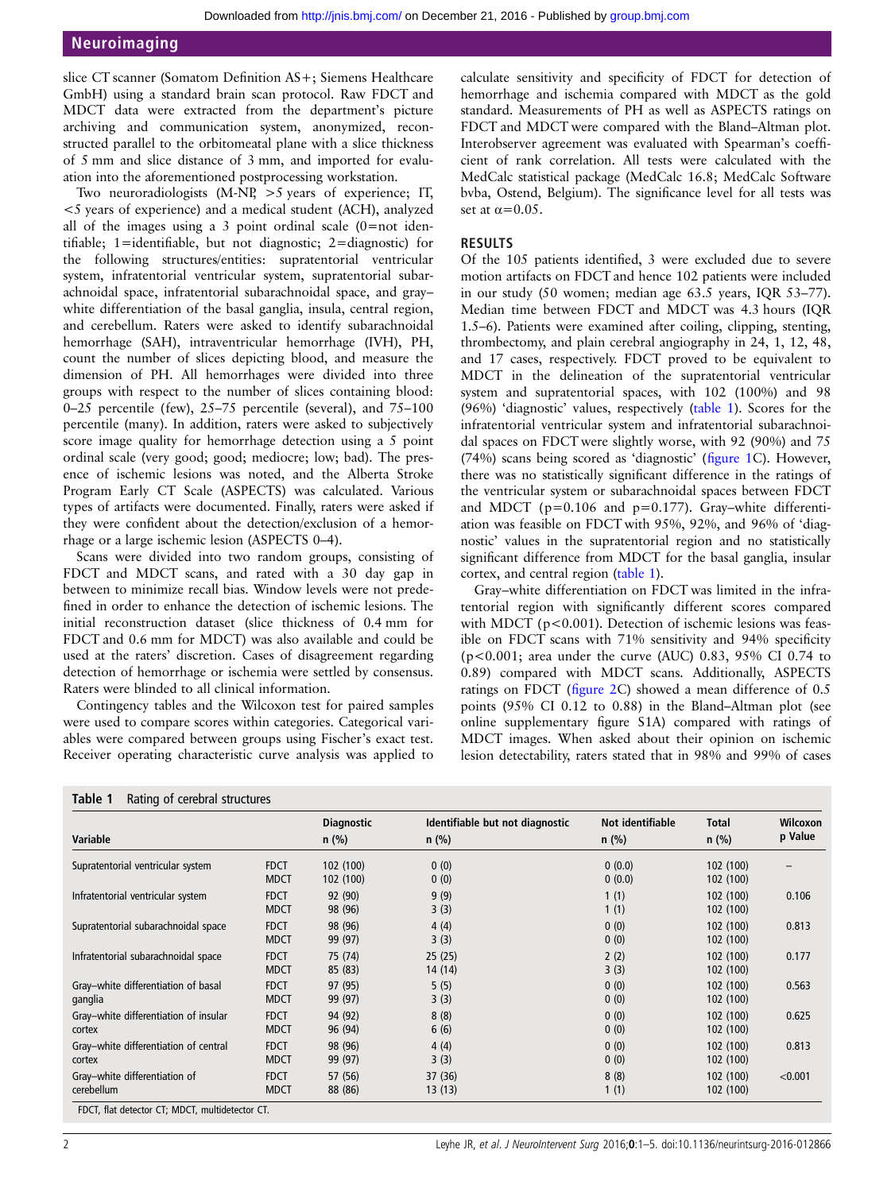slice CT scanner (Somatom Definition AS+; Siemens Healthcare GmbH) using a standard brain scan protocol. Raw FDCT and MDCT data were extracted from the department's picture archiving and communication system, anonymized, reconstructed parallel to the orbitomeatal plane with a slice thickness of 5 mm and slice distance of 3 mm, and imported for evaluation into the aforementioned postprocessing workstation.

Two neuroradiologists (M-NP, >5 years of experience; IT, <5 years of experience) and a medical student (ACH), analyzed all of the images using a 3 point ordinal scale (0=not identifiable; 1=identifiable, but not diagnostic; 2=diagnostic) for the following structures/entities: supratentorial ventricular system, infratentorial ventricular system, supratentorial subarachnoidal space, infratentorial subarachnoidal space, and gray–white differentiation of the basal ganglia, insula, central region, and cerebellum. Raters were asked to identify subarachnoidal hemorrhage (SAH), intraventricular hemorrhage (IVH), PH, count the number of slices depicting blood, and measure the dimension of PH. All hemorrhages were divided into three groups with respect to the number of slices containing blood: 0–25 percentile (few), 25–75 percentile (several), and 75–100 percentile (many). In addition, raters were asked to subjectively score image quality for hemorrhage detection using a 5 point ordinal scale (very good; good; mediocre; low; bad). The presence of ischemic lesions was noted, and the Alberta Stroke Program Early CT Scale (ASPECTS) was calculated. Various types of artifacts were documented. Finally, raters were asked if they were confident about the detection/exclusion of a hemorrhage or a large ischemic lesion (ASPECTS 0–4).

Scans were divided into two random groups, consisting of FDCT and MDCT scans, and rated with a 30 day gap in between to minimize recall bias. Window levels were not predefined in order to enhance the detection of ischemic lesions. The initial reconstruction dataset (slice thickness of 0.4 mm for FDCT and 0.6 mm for MDCT) was also available and could be used at the raters' discretion. Cases of disagreement regarding detection of hemorrhage or ischemia were settled by consensus. Raters were blinded to all clinical information.

Contingency tables and the Wilcoxon test for paired samples were used to compare scores within categories. Categorical variables were compared between groups using Fischer's exact test. Receiver operating characteristic curve analysis was applied to calculate sensitivity and specificity of FDCT for detection of hemorrhage and ischemia compared with MDCT as the gold standard. Measurements of PH as well as ASPECTS ratings on FDCT and MDCT were compared with the Bland–Altman plot. Interobserver agreement was evaluated with Spearman's coefficient of rank correlation. All tests were calculated with the MedCalc statistical package (MedCalc 16.8; MedCalc Software bvba, Ostend, Belgium). The significance level for all tests was set at $\alpha=0.05$.

## RESULTS

Of the 105 patients identified, 3 were excluded due to severe motion artifacts on FDCT and hence 102 patients were included in our study (50 women; median age 63.5 years, IQR 53–77). Median time between FDCT and MDCT was 4.3 hours (IQR 1.5–6). Patients were examined after coiling, clipping, stenting, thrombectomy, and plain cerebral angiography in 24, 1, 12, 48, and 17 cases, respectively. FDCT proved to be equivalent to MDCT in the delineation of the supratentorial ventricular system and supratentorial spaces, with 102 (100%) and 98 (96%) 'diagnostic' values, respectively (table 1). Scores for the infratentorial ventricular system and infratentorial subarachnoidal spaces on FDCT were slightly worse, with 92 (90%) and 75 (74%) scans being scored as 'diagnostic' (figure 1C). However, there was no statistically significant difference in the ratings of the ventricular system or subarachnoidal spaces between FDCT and MDCT (p=0.106 and p=0.177). Gray–white differentiation was feasible on FDCT with 95%, 92%, and 96% of 'diagnostic' values in the supratentorial region and no statistically significant difference from MDCT for the basal ganglia, insular cortex, and central region (table 1).

Gray–white differentiation on FDCT was limited in the infratentorial region with significantly different scores compared with MDCT (p<0.001). Detection of ischemic lesions was feasible on FDCT scans with 71% sensitivity and 94% specificity (p<0.001; area under the curve (AUC) 0.83, 95% CI 0.74 to 0.89) compared with MDCT scans. Additionally, ASPECTS ratings on FDCT (figure 2C) showed a mean difference of 0.5 points (95% CI 0.12 to 0.88) in the Bland–Altman plot (see online supplementary figure S1A) compared with ratings of MDCT images. When asked about their opinion on ischemic lesion detectability, raters stated that in 98% and 99% of cases

**Table 1** Rating of cerebral structures

| Variable | | Diagnostic n (%) | Identifiable but not diagnostic n (%) | Not identifiable n (%) | Total n (%) | Wilcoxon p Value |
|---|---|---|---|---|---|---|
| Supratentorial ventricular system | FDCT | 102 (100) | 0 (0) | 0 (0.0) | 102 (100) | – |
| | MDCT | 102 (100) | 0 (0) | 0 (0.0) | 102 (100) | |
| Infratentorial ventricular system | FDCT | 92 (90) | 9 (9) | 1 (1) | 102 (100) | 0.106 |
| | MDCT | 98 (96) | 3 (3) | 1 (1) | 102 (100) | |
| Supratentorial subarachnoidal space | FDCT | 98 (96) | 4 (4) | 0 (0) | 102 (100) | 0.813 |
| | MDCT | 99 (97) | 3 (3) | 0 (0) | 102 (100) | |
| Infratentorial subarachnoidal space | FDCT | 75 (74) | 25 (25) | 2 (2) | 102 (100) | 0.177 |
| | MDCT | 85 (83) | 14 (14) | 3 (3) | 102 (100) | |
| Gray–white differentiation of basal ganglia | FDCT | 97 (95) | 5 (5) | 0 (0) | 102 (100) | 0.563 |
| | MDCT | 99 (97) | 3 (3) | 0 (0) | 102 (100) | |
| Gray–white differentiation of insular cortex | FDCT | 94 (92) | 8 (8) | 0 (0) | 102 (100) | 0.625 |
| | MDCT | 96 (94) | 6 (6) | 0 (0) | 102 (100) | |
| Gray–white differentiation of central cortex | FDCT | 98 (96) | 4 (4) | 0 (0) | 102 (100) | 0.813 |
| | MDCT | 99 (97) | 3 (3) | 0 (0) | 102 (100) | |
| Gray–white differentiation of cerebellum | FDCT | 57 (56) | 37 (36) | 8 (8) | 102 (100) | <0.001 |
| | MDCT | 88 (86) | 13 (13) | 1 (1) | 102 (100) | |

FDCT, flat detector CT; MDCT, multidetector CT.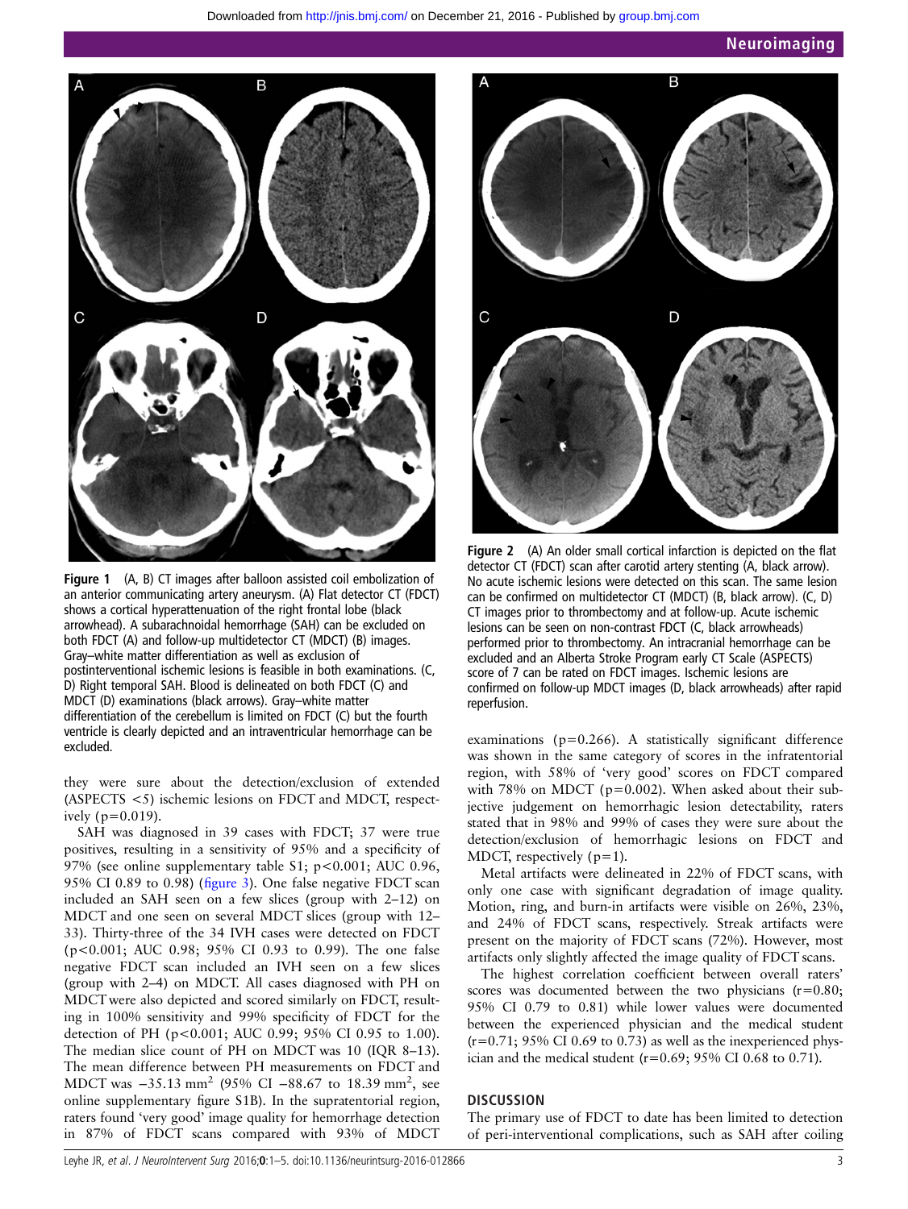Figure 1 (A, B) CT images after balloon assisted coil embolization of an anterior communicating artery aneurysm. (A) Flat detector CT (FDCT) shows a cortical hyperattenuation of the right frontal lobe (black arrowhead). A subarachnoidal hemorrhage (SAH) can be excluded on both FDCT (A) and follow-up multidetector CT (MDCT) (B) images. Gray–white matter differentiation as well as exclusion of postinterventional ischemic lesions is feasible in both examinations. (C, D) Right temporal SAH. Blood is delineated on both FDCT (C) and MDCT (D) examinations (black arrows). Gray–white matter differentiation of the cerebellum is limited on FDCT (C) but the fourth ventricle is clearly depicted and an intraventricular hemorrhage can be excluded.

Figure 2 (A) An older small cortical infarction is depicted on the flat detector CT (FDCT) scan after carotid artery stenting (A, black arrow). No acute ischemic lesions were detected on this scan. The same lesion can be confirmed on multidetector CT (MDCT) (B, black arrow). (C, D) CT images prior to thrombectomy and at follow-up. Acute ischemic lesions can be seen on non-contrast FDCT (C, black arrowheads) performed prior to thrombectomy. An intracranial hemorrhage can be excluded and an Alberta Stroke Program early CT Scale (ASPECTS) score of 7 can be rated on FDCT images. Ischemic lesions are confirmed on follow-up MDCT images (D, black arrowheads) after rapid reperfusion.

they were sure about the detection/exclusion of extended (ASPECTS <5) ischemic lesions on FDCT and MDCT, respectively (p=0.019).

SAH was diagnosed in 39 cases with FDCT; 37 were true positives, resulting in a sensitivity of 95% and a specificity of 97% (see online supplementary table S1; p<0.001; AUC 0.96, 95% CI 0.89 to 0.98) (figure 3). One false negative FDCT scan included an SAH seen on a few slices (group with 2–12) on MDCT and one seen on several MDCT slices (group with 12–33). Thirty-three of the 34 IVH cases were detected on FDCT (p<0.001; AUC 0.98; 95% CI 0.93 to 0.99). The one false negative FDCT scan included an IVH seen on a few slices (group with 2–4) on MDCT. All cases diagnosed with PH on MDCT were also depicted and scored similarly on FDCT, resulting in 100% sensitivity and 99% specificity of FDCT for the detection of PH (p<0.001; AUC 0.99; 95% CI 0.95 to 1.00). The median slice count of PH on MDCT was 10 (IQR 8–13). The mean difference between PH measurements on FDCT and MDCT was −35.13 mm$^2$ (95% CI −88.67 to 18.39 mm$^2$, see online supplementary figure S1B). In the supratentorial region, raters found 'very good' image quality for hemorrhage detection in 87% of FDCT scans compared with 93% of MDCT examinations (p=0.266). A statistically significant difference was shown in the same category of scores in the infratentorial region, with 58% of 'very good' scores on FDCT compared with 78% on MDCT (p=0.002). When asked about their subjective judgement on hemorrhagic lesion detectability, raters stated that in 98% and 99% of cases they were sure about the detection/exclusion of hemorrhagic lesions on FDCT and MDCT, respectively (p=1).

Metal artifacts were delineated in 22% of FDCT scans, with only one case with significant degradation of image quality. Motion, ring, and burn-in artifacts were visible on 26%, 23%, and 24% of FDCT scans, respectively. Streak artifacts were present on the majority of FDCT scans (72%). However, most artifacts only slightly affected the image quality of FDCT scans.

The highest correlation coefficient between overall raters' scores was documented between the two physicians (r=0.80; 95% CI 0.79 to 0.81) while lower values were documented between the experienced physician and the medical student (r=0.71; 95% CI 0.69 to 0.73) as well as the inexperienced physician and the medical student (r=0.69; 95% CI 0.68 to 0.71).

## DISCUSSION

The primary use of FDCT to date has been limited to detection of peri-interventional complications, such as SAH after coiling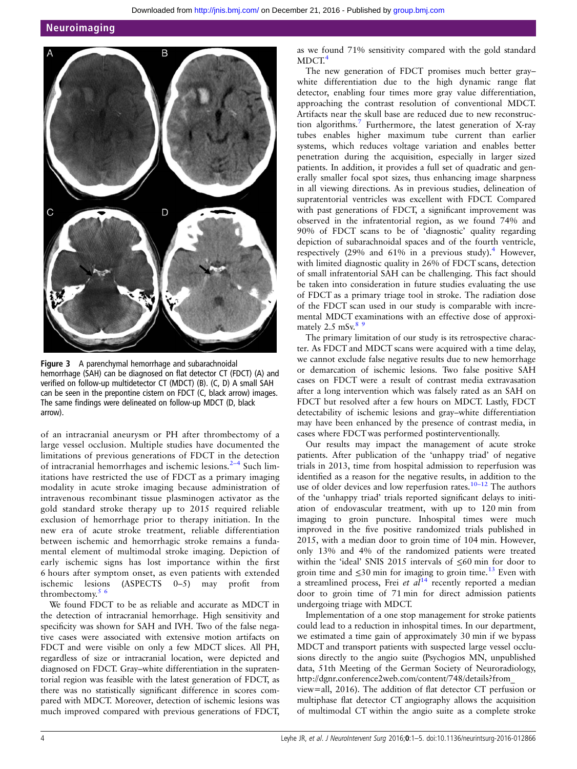**Figure 3** A parenchymal hemorrhage and subarachnoidal hemorrhage (SAH) can be diagnosed on flat detector CT (FDCT) (A) and verified on follow-up multidetector CT (MDCT) (B). (C, D) A small SAH can be seen in the prepontine cistern on FDCT (C, black arrow) images. The same findings were delineated on follow-up MDCT (D, black arrow).

of an intracranial aneurysm or PH after thrombectomy of a large vessel occlusion. Multiple studies have documented the limitations of previous generations of FDCT in the detection of intracranial hemorrhages and ischemic lesions.[2–4] Such limitations have restricted the use of FDCT as a primary imaging modality in acute stroke imaging because administration of intravenous recombinant tissue plasminogen activator as the gold standard stroke therapy up to 2015 required reliable exclusion of hemorrhage prior to therapy initiation. In the new era of acute stroke treatment, reliable differentiation between ischemic and hemorrhagic stroke remains a fundamental element of multimodal stroke imaging. Depiction of early ischemic signs has lost importance within the first 6 hours after symptom onset, as even patients with extended ischemic lesions (ASPECTS 0–5) may profit from thrombectomy.[5 6]

We found FDCT to be as reliable and accurate as MDCT in the detection of intracranial hemorrhage. High sensitivity and specificity was shown for SAH and IVH. Two of the false negative cases were associated with extensive motion artifacts on FDCT and were visible on only a few MDCT slices. All PH, regardless of size or intracranial location, were depicted and diagnosed on FDCT. Gray–white differentiation in the supratentorial region was feasible with the latest generation of FDCT, as there was no statistically significant difference in scores compared with MDCT. Moreover, detection of ischemic lesions was much improved compared with previous generations of FDCT, as we found 71% sensitivity compared with the gold standard MDCT.[4]

The new generation of FDCT promises much better gray–white differentiation due to the high dynamic range flat detector, enabling four times more gray value differentiation, approaching the contrast resolution of conventional MDCT. Artifacts near the skull base are reduced due to new reconstruction algorithms.[7] Furthermore, the latest generation of X-ray tubes enables higher maximum tube current than earlier systems, which reduces voltage variation and enables better penetration during the acquisition, especially in larger sized patients. In addition, it provides a full set of quadratic and generally smaller focal spot sizes, thus enhancing image sharpness in all viewing directions. As in previous studies, delineation of supratentorial ventricles was excellent with FDCT. Compared with past generations of FDCT, a significant improvement was observed in the infratentorial region, as we found 74% and 90% of FDCT scans to be of 'diagnostic' quality regarding depiction of subarachnoidal spaces and of the fourth ventricle, respectively (29% and 61% in a previous study).[4] However, with limited diagnostic quality in 26% of FDCT scans, detection of small infratentorial SAH can be challenging. This fact should be taken into consideration in future studies evaluating the use of FDCT as a primary triage tool in stroke. The radiation dose of the FDCT scan used in our study is comparable with incremental MDCT examinations with an effective dose of approximately 2.5 mSv.[8 9]

The primary limitation of our study is its retrospective character. As FDCT and MDCT scans were acquired with a time delay, we cannot exclude false negative results due to new hemorrhage or demarcation of ischemic lesions. Two false positive SAH cases on FDCT were a result of contrast media extravasation after a long intervention which was falsely rated as an SAH on FDCT but resolved after a few hours on MDCT. Lastly, FDCT detectability of ischemic lesions and gray–white differentiation may have been enhanced by the presence of contrast media, in cases where FDCT was performed postinterventionally.

Our results may impact the management of acute stroke patients. After publication of the 'unhappy triad' of negative trials in 2013, time from hospital admission to reperfusion was identified as a reason for the negative results, in addition to the use of older devices and low reperfusion rates.[10–12] The authors of the 'unhappy triad' trials reported significant delays to initiation of endovascular treatment, with up to 120 min from imaging to groin puncture. Inhospital times were much improved in the five positive randomized trials published in 2015, with a median door to groin time of 104 min. However, only 13% and 4% of the randomized patients were treated within the 'ideal' SNIS 2015 intervals of ≤60 min for door to groin time and ≤30 min for imaging to groin time.[13] Even with a streamlined process, Frei *et al*[14] recently reported a median door to groin time of 71 min for direct admission patients undergoing triage with MDCT.

Implementation of a one stop management for stroke patients could lead to a reduction in inhospital times. In our department, we estimated a time gain of approximately 30 min if we bypass MDCT and transport patients with suspected large vessel occlusions directly to the angio suite (Psychogios MN, unpublished data, 51th Meeting of the German Society of Neuroradiology, http://dgnr.conference2web.com/content/748/details?from_view=all, 2016). The addition of flat detector CT perfusion or multiphase flat detector CT angiography allows the acquisition of multimodal CT within the angio suite as a complete stroke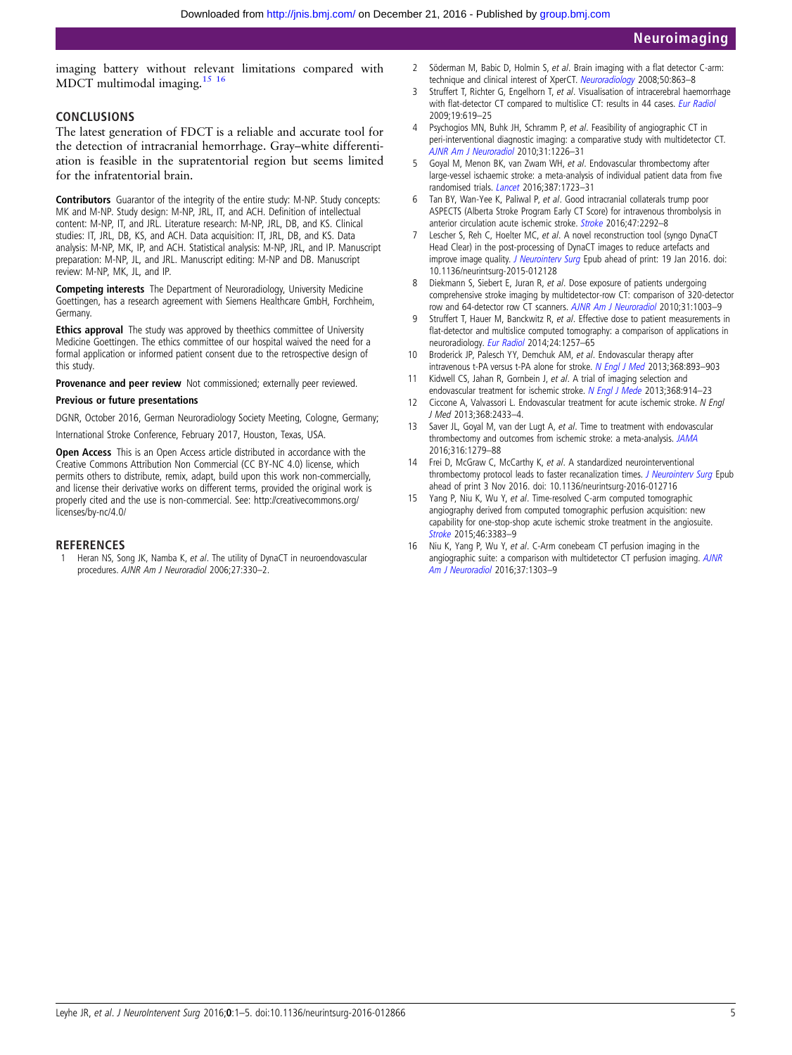imaging battery without relevant limitations compared with MDCT multimodal imaging.[15 16]

## CONCLUSIONS

The latest generation of FDCT is a reliable and accurate tool for the detection of intracranial hemorrhage. Gray–white differentiation is feasible in the supratentorial region but seems limited for the infratentorial brain.

**Contributors** Guarantor of the integrity of the entire study: M-NP. Study concepts: MK and M-NP. Study design: M-NP, JRL, IT, and ACH. Definition of intellectual content: M-NP, IT, and JRL. Literature research: M-NP, JRL, DB, and KS. Clinical studies: IT, JRL, DB, KS, and ACH. Data acquisition: IT, JRL, DB, and KS. Data analysis: M-NP, MK, IP, and ACH. Statistical analysis: M-NP, JRL, and IP. Manuscript preparation: M-NP, JL, and JRL. Manuscript editing: M-NP and DB. Manuscript review: M-NP, MK, JL, and IP.

**Competing interests** The Department of Neuroradiology, University Medicine Goettingen, has a research agreement with Siemens Healthcare GmbH, Forchheim, Germany.

**Ethics approval** The study was approved by theethics committee of University Medicine Goettingen. The ethics committee of our hospital waived the need for a formal application or informed patient consent due to the retrospective design of this study.

**Provenance and peer review** Not commissioned; externally peer reviewed.

**Previous or future presentations**

DGNR, October 2016, German Neuroradiology Society Meeting, Cologne, Germany;

International Stroke Conference, February 2017, Houston, Texas, USA.

**Open Access** This is an Open Access article distributed in accordance with the Creative Commons Attribution Non Commercial (CC BY-NC 4.0) license, which permits others to distribute, remix, adapt, build upon this work non-commercially, and license their derivative works on different terms, provided the original work is properly cited and the use is non-commercial. See: http://creativecommons.org/licenses/by-nc/4.0/

## REFERENCES

1. Heran NS, Song JK, Namba K, *et al*. The utility of DynaCT in neuroendovascular procedures. *AJNR Am J Neuroradiol* 2006;27:330–2.
2. Söderman M, Babic D, Holmin S, *et al*. Brain imaging with a flat detector C-arm: technique and clinical interest of XperCT. *Neuroradiology* 2008;50:863–8
3. Struffert T, Richter G, Engelhorn T, *et al*. Visualisation of intracerebral haemorrhage with flat-detector CT compared to multislice CT: results in 44 cases. *Eur Radiol* 2009;19:619–25
4. Psychogios MN, Buhk JH, Schramm P, *et al*. Feasibility of angiographic CT in peri-interventional diagnostic imaging: a comparative study with multidetector CT. *AJNR Am J Neuroradiol* 2010;31:1226–31
5. Goyal M, Menon BK, van Zwam WH, *et al*. Endovascular thrombectomy after large-vessel ischaemic stroke: a meta-analysis of individual patient data from five randomised trials. *Lancet* 2016;387:1723–31
6. Tan BY, Wan-Yee K, Paliwal P, *et al*. Good intracranial collaterals trump poor ASPECTS (Alberta Stroke Program Early CT Score) for intravenous thrombolysis in anterior circulation acute ischemic stroke. *Stroke* 2016;47:2292–8
7. Lescher S, Reh C, Hoelter MC, *et al*. A novel reconstruction tool (syngo DynaCT Head Clear) in the post-processing of DynaCT images to reduce artefacts and improve image quality. *J Neurointerv Surg* Epub ahead of print: 19 Jan 2016. doi: 10.1136/neurintsurg-2015-012128
8. Diekmann S, Siebert E, Juran R, *et al*. Dose exposure of patients undergoing comprehensive stroke imaging by multidetector-row CT: comparison of 320-detector row and 64-detector row CT scanners. *AJNR Am J Neuroradiol* 2010;31:1003–9
9. Struffert T, Hauer M, Banckwitz R, *et al*. Effective dose to patient measurements in flat-detector and multislice computed tomography: a comparison of applications in neuroradiology. *Eur Radiol* 2014;24:1257–65
10. Broderick JP, Palesch YY, Demchuk AM, *et al*. Endovascular therapy after intravenous t-PA versus t-PA alone for stroke. *N Engl J Med* 2013;368:893–903
11. Kidwell CS, Jahan R, Gornbein J, *et al*. A trial of imaging selection and endovascular treatment for ischemic stroke. *N Engl J Mede* 2013;368:914–23
12. Ciccone A, Valvassori L. Endovascular treatment for acute ischemic stroke. *N Engl J Med* 2013;368:2433–4.
13. Saver JL, Goyal M, van der Lugt A, *et al*. Time to treatment with endovascular thrombectomy and outcomes from ischemic stroke: a meta-analysis. *JAMA* 2016;316:1279–88
14. Frei D, McGraw C, McCarthy K, *et al*. A standardized neurointerventional thrombectomy protocol leads to faster recanalization times. *J Neurointerv Surg* Epub ahead of print 3 Nov 2016. doi: 10.1136/neurintsurg-2016-012716
15. Yang P, Niu K, Wu Y, *et al*. Time-resolved C-arm computed tomographic angiography derived from computed tomographic perfusion acquisition: new capability for one-stop-shop acute ischemic stroke treatment in the angiosuite. *Stroke* 2015;46:3383–9
16. Niu K, Yang P, Wu Y, *et al*. C-Arm conebeam CT perfusion imaging in the angiographic suite: a comparison with multidetector CT perfusion imaging. *AJNR Am J Neuroradiol* 2016;37:1303–9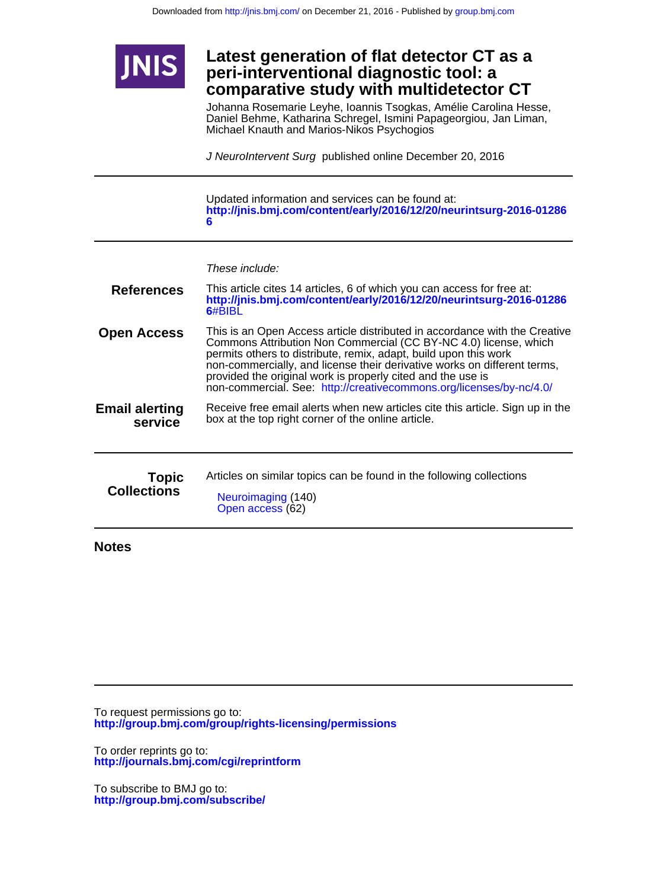Downloaded from http://jnis.bmj.com/ on December 21, 2016 - Published by group.bmj.com

JNIS

# Latest generation of flat detector CT as a peri-interventional diagnostic tool: a comparative study with multidetector CT

Johanna Rosemarie Leyhe, Ioannis Tsogkas, Amélie Carolina Hesse, Daniel Behme, Katharina Schregel, Ismini Papageorgiou, Jan Liman, Michael Knauth and Marios-Nikos Psychogios

*J NeuroIntervent Surg* published online December 20, 2016

Updated information and services can be found at:
**http://jnis.bmj.com/content/early/2016/12/20/neurintsurg-2016-012866**

*These include:*

**References**

This article cites 14 articles, 6 of which you can access for free at:
**http://jnis.bmj.com/content/early/2016/12/20/neurintsurg-2016-012866**#BIBL

**Open Access**

This is an Open Access article distributed in accordance with the Creative Commons Attribution Non Commercial (CC BY-NC 4.0) license, which permits others to distribute, remix, adapt, build upon this work non-commercially, and license their derivative works on different terms, provided the original work is properly cited and the use is non-commercial. See: http://creativecommons.org/licenses/by-nc/4.0/

**Email alerting service**

Receive free email alerts when new articles cite this article. Sign up in the box at the top right corner of the online article.

**Topic Collections**

Articles on similar topics can be found in the following collections

- Neuroimaging (140)
- Open access (62)

## Notes

To request permissions go to:
**http://group.bmj.com/group/rights-licensing/permissions**

To order reprints go to:
**http://journals.bmj.com/cgi/reprintform**

To subscribe to BMJ go to:
**http://group.bmj.com/subscribe/**